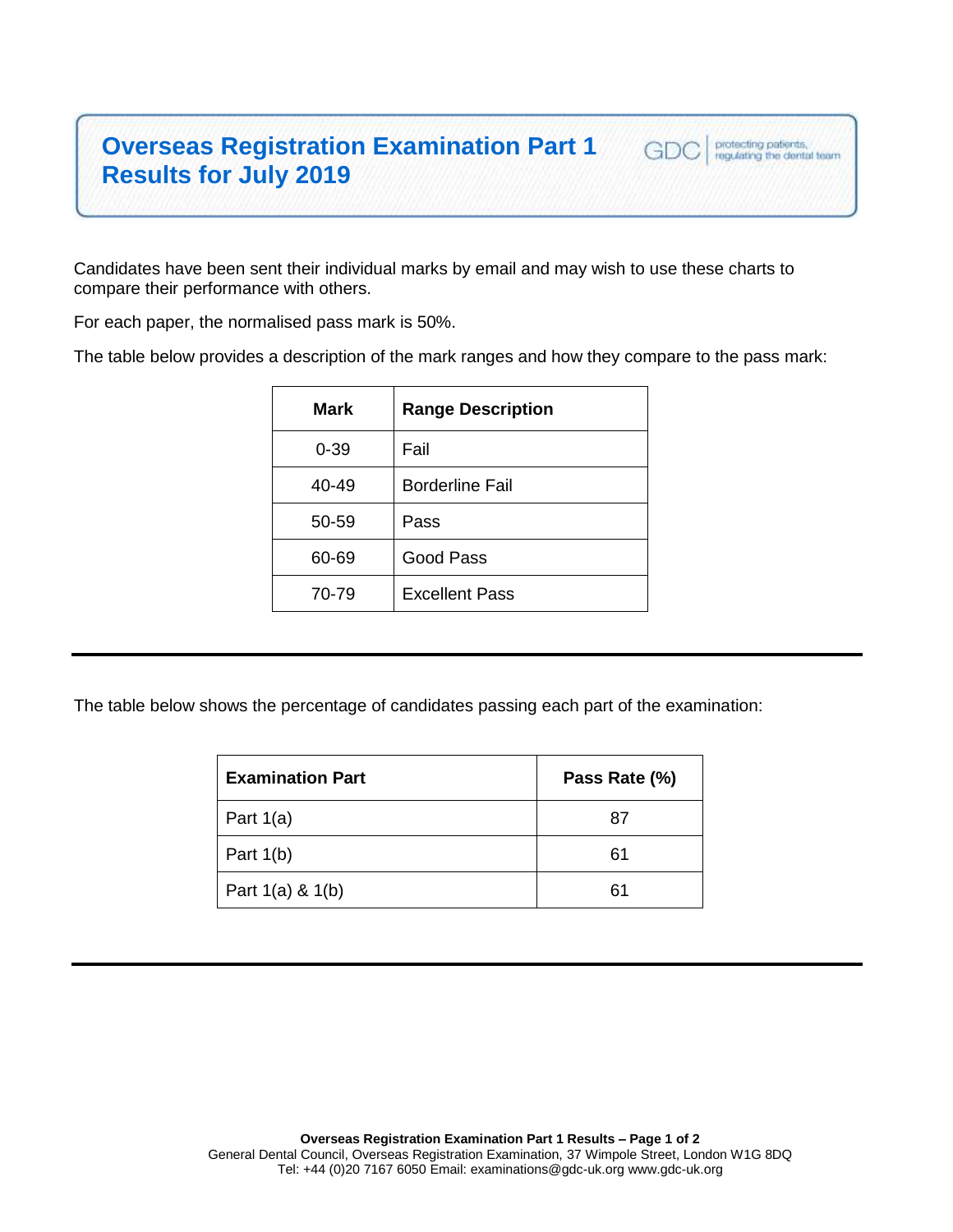# Overseas Registration Examination Part 1 Results for July 2019

GDC | protecting patients, regulating the dental team

Candidates have been sent their individual marks by email and may wish to use these charts to compare their performance with others.

For each paper, the normalised pass mark is 50%.

The table below provides a description of the mark ranges and how they compare to the pass mark:

| Mark | Range Description |
|---|---|
| 0-39 | Fail |
| 40-49 | Borderline Fail |
| 50-59 | Pass |
| 60-69 | Good Pass |
| 70-79 | Excellent Pass |

---

The table below shows the percentage of candidates passing each part of the examination:

| Examination Part | Pass Rate (%) |
|---|---|
| Part 1(a) | 87 |
| Part 1(b) | 61 |
| Part 1(a) & 1(b) | 61 |

---

General Dental Council, Overseas Registration Examination, 37 Wimpole Street, London W1G 8DQ
Tel: +44 (0)20 7167 6050 Email: examinations@gdc-uk.org www.gdc-uk.org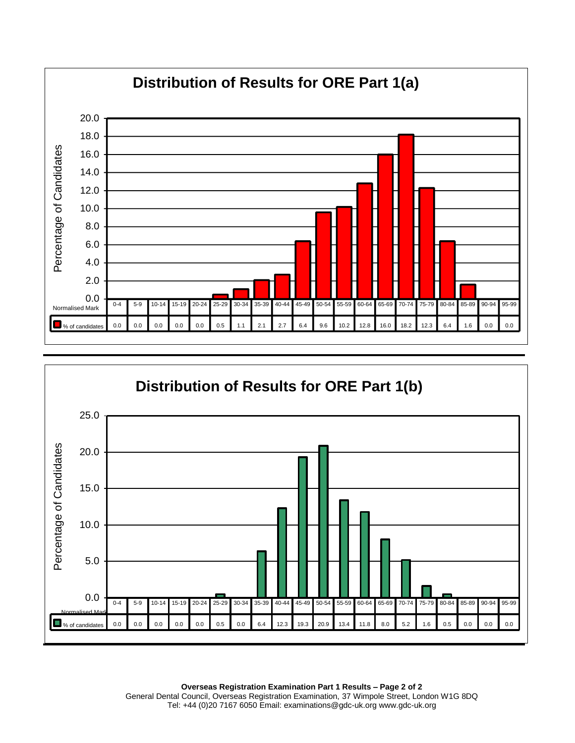## Distribution of Results for ORE Part 1(a)

Percentage of Candidates

20.0
18.0
16.0
14.0
12.0
10.0
8.0
6.0
4.0
2.0
0.0

Normalised Mark: 0-4, 5-9, 10-14, 15-19, 20-24, 25-29, 30-34, 35-39, 40-44, 45-49, 50-54, 55-59, 60-64, 65-69, 70-74, 75-79, 80-84, 85-89, 90-94, 95-99

% of candidates: 0.0, 0.0, 0.0, 0.0, 0.0, 0.5, 1.1, 2.1, 2.7, 6.4, 9.6, 10.2, 12.8, 16.0, 18.2, 12.3, 6.4, 1.6, 0.0, 0.0

## Distribution of Results for ORE Part 1(b)

Percentage of Candidates

25.0
20.0
15.0
10.0
5.0
0.0

Normalised Mark: 0-4, 5-9, 10-14, 15-19, 20-24, 25-29, 30-34, 35-39, 40-44, 45-49, 50-54, 55-59, 60-64, 65-69, 70-74, 75-79, 80-84, 85-89, 90-94, 95-99

% of candidates: 0.0, 0.0, 0.0, 0.0, 0.0, 0.5, 0.0, 6.4, 12.3, 19.3, 20.9, 13.4, 11.8, 8.0, 5.2, 1.6, 0.5, 0.0, 0.0, 0.0